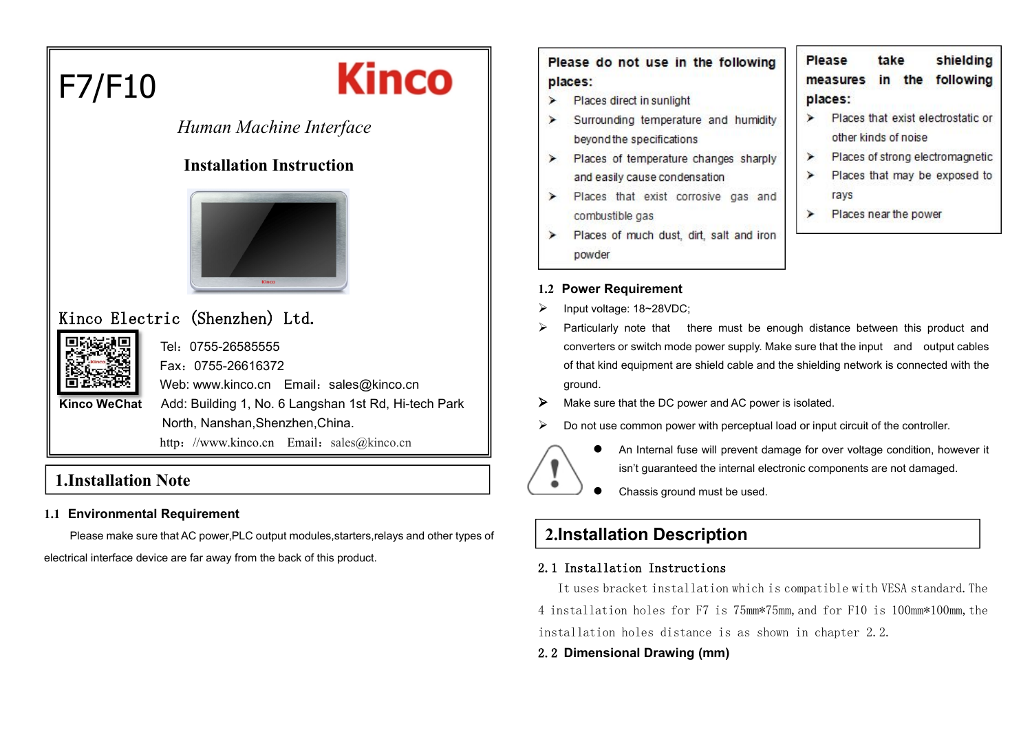# F7/F10

Kinco

*Human Machine Interface*

**Installation Instruction**

Kinco Electric (Shenzhen) Ltd.

Kinco WeChat

Tel：0755-26585555

Fax：0755-26616372

Web: www.kinco.cn Email：sales@kinco.cn

Add: Building 1, No. 6 Langshan 1st Rd, Hi-tech Park North, Nanshan,Shenzhen,China.

http：//www.kinco.cn Email：sales@kinco.cn

## 1.Installation Note

### 1.1 Environmental Requirement

Please make sure that AC power,PLC output modules,starters,relays and other types of electrical interface device are far away from the back of this product.

**Please do not use in the following places:**

- Places direct in sunlight
- Surrounding temperature and humidity beyond the specifications
- Places of temperature changes sharply and easily cause condensation
- Places that exist corrosive gas and combustible gas
- Places of much dust, dirt, salt and iron powder

**Please take shielding measures in the following places:**

- Places that exist electrostatic or other kinds of noise
- Places of strong electromagnetic
- Places that may be exposed to rays
- Places near the power

### 1.2 Power Requirement

- Input voltage: 18~28VDC;
- Particularly note that there must be enough distance between this product and converters or switch mode power supply. Make sure that the input and output cables of that kind equipment are shield cable and the shielding network is connected with the ground.
- Make sure that the DC power and AC power is isolated.
- Do not use common power with perceptual load or input circuit of the controller.

- An Internal fuse will prevent damage for over voltage condition, however it isn't guaranteed the internal electronic components are not damaged.
- Chassis ground must be used.

## 2.Installation Description

### 2.1 Installation Instructions

It uses bracket installation which is compatible with VESA standard. The 4 installation holes for F7 is 75mm*75mm, and for F10 is 100mm*100mm, the installation holes distance is as shown in chapter 2.2.

### 2.2 Dimensional Drawing (mm)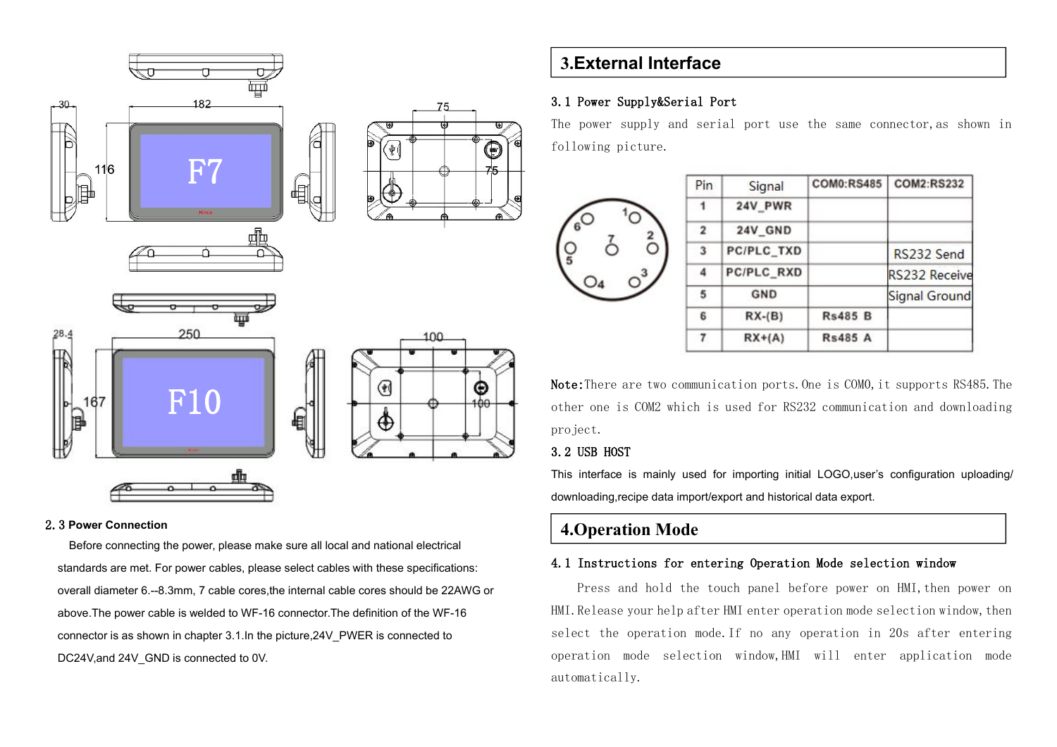## 2.3 Power Connection

Before connecting the power, please make sure all local and national electrical standards are met. For power cables, please select cables with these specifications: overall diameter 6.--8.3mm, 7 cable cores,the internal cable cores should be 22AWG or above.The power cable is welded to WF-16 connector.The definition of the WF-16 connector is as shown in chapter 3.1.In the picture,24V_PWER is connected to DC24V,and 24V_GND is connected to 0V.

# 3.External Interface

## 3.1 Power Supply&Serial Port

The power supply and serial port use the same connector,as shown in following picture.

| Pin | Signal | COM0:RS485 | COM2:RS232 |
|---|---|---|---|
| 1 | 24V_PWR | | |
| 2 | 24V_GND | | |
| 3 | PC/PLC_TXD | | RS232 Send |
| 4 | PC/PLC_RXD | | RS232 Receive |
| 5 | GND | | Signal Ground |
| 6 | RX-(B) | Rs485 B | |
| 7 | RX+(A) | Rs485 A | |

**Note:** There are two communication ports.One is COM0,it supports RS485.The other one is COM2 which is used for RS232 communication and downloading project.

## 3.2 USB HOST

This interface is mainly used for importing initial LOGO,user's configuration uploading/ downloading,recipe data import/export and historical data export.

# 4.Operation Mode

## 4.1 Instructions for entering Operation Mode selection window

Press and hold the touch panel before power on HMI,then power on HMI.Release your help after HMI enter operation mode selection window,then select the operation mode.If no any operation in 20s after entering operation mode selection window,HMI will enter application mode automatically.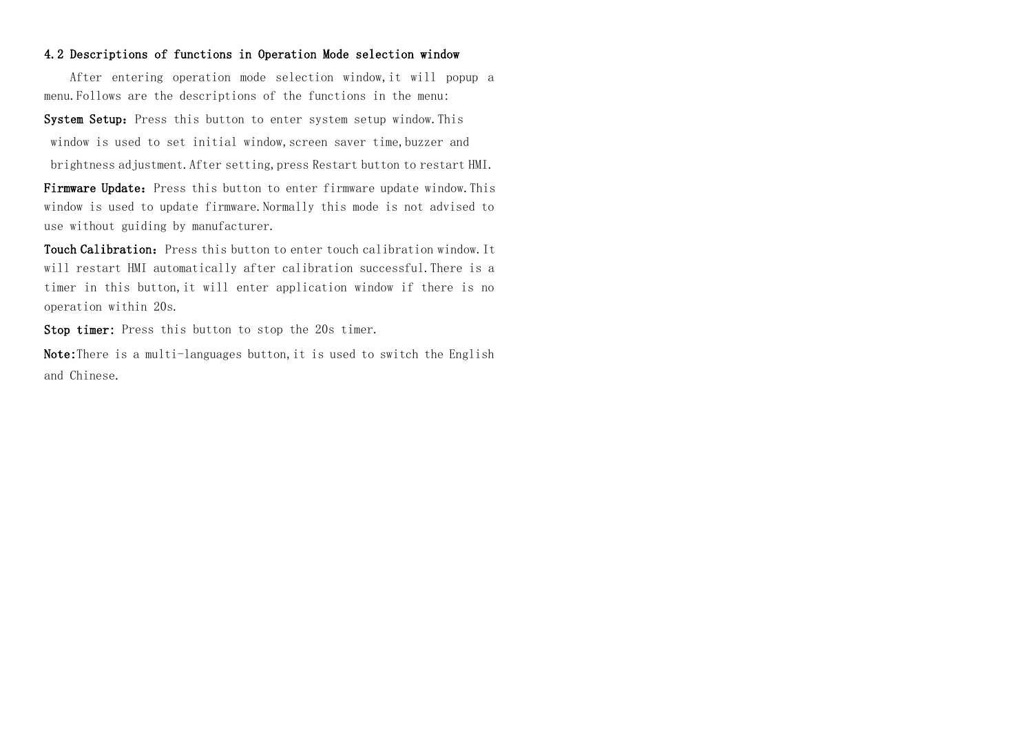## 4.2 Descriptions of functions in Operation Mode selection window

After entering operation mode selection window,it will popup a menu.Follows are the descriptions of the functions in the menu:

**System Setup**：Press this button to enter system setup window.This window is used to set initial window,screen saver time,buzzer and brightness adjustment.After setting,press Restart button to restart HMI.

**Firmware Update**：Press this button to enter firmware update window.This window is used to update firmware.Normally this mode is not advised to use without guiding by manufacturer.

**Touch Calibration**：Press this button to enter touch calibration window.It will restart HMI automatically after calibration successful.There is a timer in this button,it will enter application window if there is no operation within 20s.

**Stop timer:** Press this button to stop the 20s timer.

**Note:**There is a multi-languages button,it is used to switch the English and Chinese.